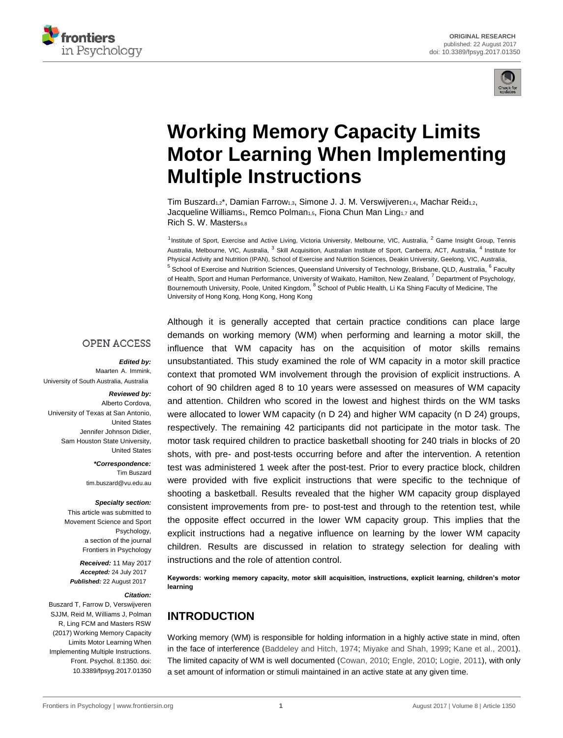ORIGINAL RESEARCH
published: 22 August 2017
doi: 10.3389/fpsyg.2017.01350

# Working Memory Capacity Limits Motor Learning When Implementing Multiple Instructions

Tim Buszard[1,2]*, Damian Farrow[1,3], Simone J. J. M. Verswijveren[1,4], Machar Reid[1,2], Jacqueline Williams[1], Remco Polman[1,5], Fiona Chun Man Ling[1,7] and Rich S. W. Masters[6,8]

[1] Institute of Sport, Exercise and Active Living, Victoria University, Melbourne, VIC, Australia, [2] Game Insight Group, Tennis Australia, Melbourne, VIC, Australia, [3] Skill Acquisition, Australian Institute of Sport, Canberra, ACT, Australia, [4] Institute for Physical Activity and Nutrition (IPAN), School of Exercise and Nutrition Sciences, Deakin University, Geelong, VIC, Australia, [5] School of Exercise and Nutrition Sciences, Queensland University of Technology, Brisbane, QLD, Australia, [6] Faculty of Health, Sport and Human Performance, University of Waikato, Hamilton, New Zealand, [7] Department of Psychology, Bournemouth University, Poole, United Kingdom, [8] School of Public Health, Li Ka Shing Faculty of Medicine, The University of Hong Kong, Hong Kong, Hong Kong

OPEN ACCESS

***Edited by:***
Maarten A. Immink,
University of South Australia, Australia

***Reviewed by:***
Alberto Cordova,
University of Texas at San Antonio, United States
Jennifer Johnson Didier,
Sam Houston State University, United States

***\*Correspondence:***
Tim Buszard
tim.buszard@vu.edu.au

***Specialty section:***
This article was submitted to Movement Science and Sport Psychology, a section of the journal Frontiers in Psychology

***Received:*** 11 May 2017
***Accepted:*** 24 July 2017
***Published:*** 22 August 2017

***Citation:***
Buszard T, Farrow D, Verswijveren SJJM, Reid M, Williams J, Polman R, Ling FCM and Masters RSW (2017) Working Memory Capacity Limits Motor Learning When Implementing Multiple Instructions. Front. Psychol. 8:1350. doi: 10.3389/fpsyg.2017.01350

Although it is generally accepted that certain practice conditions can place large demands on working memory (WM) when performing and learning a motor skill, the influence that WM capacity has on the acquisition of motor skills remains unsubstantiated. This study examined the role of WM capacity in a motor skill practice context that promoted WM involvement through the provision of explicit instructions. A cohort of 90 children aged 8 to 10 years were assessed on measures of WM capacity and attention. Children who scored in the lowest and highest thirds on the WM tasks were allocated to lower WM capacity (n D 24) and higher WM capacity (n D 24) groups, respectively. The remaining 42 participants did not participate in the motor task. The motor task required children to practice basketball shooting for 240 trials in blocks of 20 shots, with pre- and post-tests occurring before and after the intervention. A retention test was administered 1 week after the post-test. Prior to every practice block, children were provided with five explicit instructions that were specific to the technique of shooting a basketball. Results revealed that the higher WM capacity group displayed consistent improvements from pre- to post-test and through to the retention test, while the opposite effect occurred in the lower WM capacity group. This implies that the explicit instructions had a negative influence on learning by the lower WM capacity children. Results are discussed in relation to strategy selection for dealing with instructions and the role of attention control.

**Keywords: working memory capacity, motor skill acquisition, instructions, explicit learning, children's motor learning**

## INTRODUCTION

Working memory (WM) is responsible for holding information in a highly active state in mind, often in the face of interference (Baddeley and Hitch, 1974; Miyake and Shah, 1999; Kane et al., 2001). The limited capacity of WM is well documented (Cowan, 2010; Engle, 2010; Logie, 2011), with only a set amount of information or stimuli maintained in an active state at any given time.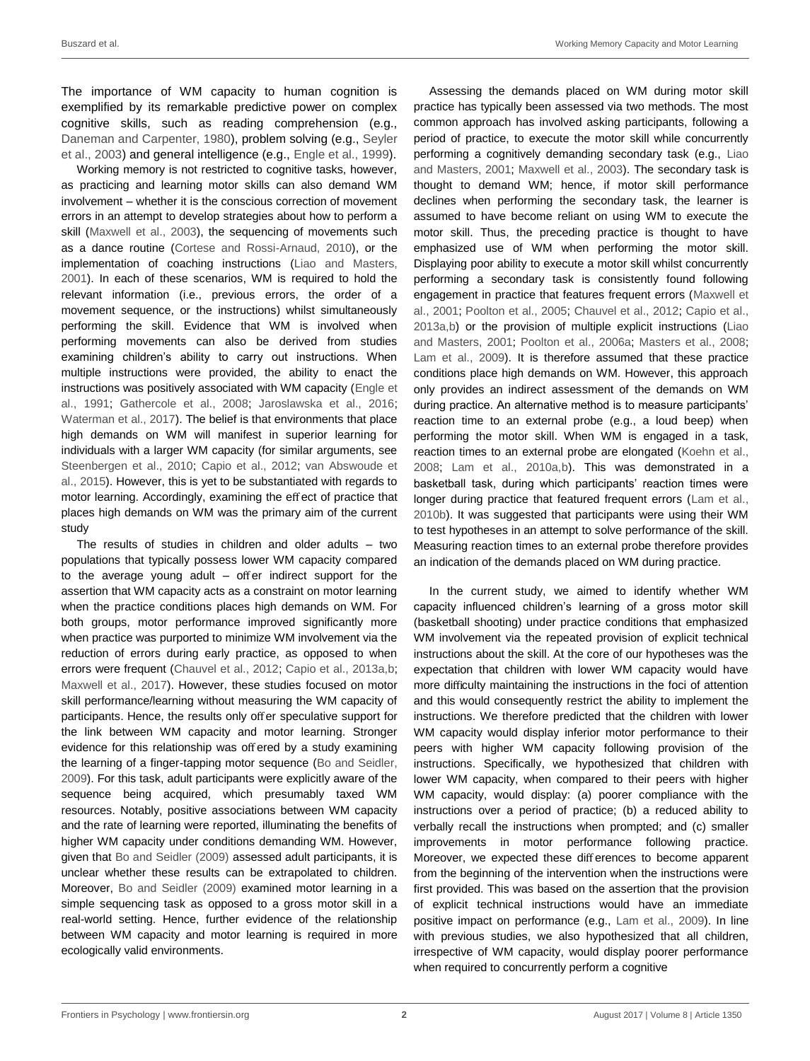The importance of WM capacity to human cognition is exemplified by its remarkable predictive power on complex cognitive skills, such as reading comprehension (e.g., Daneman and Carpenter, 1980), problem solving (e.g., Seyler et al., 2003) and general intelligence (e.g., Engle et al., 1999).

Working memory is not restricted to cognitive tasks, however, as practicing and learning motor skills can also demand WM involvement – whether it is the conscious correction of movement errors in an attempt to develop strategies about how to perform a skill (Maxwell et al., 2003), the sequencing of movements such as a dance routine (Cortese and Rossi-Arnaud, 2010), or the implementation of coaching instructions (Liao and Masters, 2001). In each of these scenarios, WM is required to hold the relevant information (i.e., previous errors, the order of a movement sequence, or the instructions) whilst simultaneously performing the skill. Evidence that WM is involved when performing movements can also be derived from studies examining children's ability to carry out instructions. When multiple instructions were provided, the ability to enact the instructions was positively associated with WM capacity (Engle et al., 1991; Gathercole et al., 2008; Jaroslawska et al., 2016; Waterman et al., 2017). The belief is that environments that place high demands on WM will manifest in superior learning for individuals with a larger WM capacity (for similar arguments, see Steenbergen et al., 2010; Capio et al., 2012; van Abswoude et al., 2015). However, this is yet to be substantiated with regards to motor learning. Accordingly, examining the effect of practice that places high demands on WM was the primary aim of the current study

The results of studies in children and older adults – two populations that typically possess lower WM capacity compared to the average young adult – offer indirect support for the assertion that WM capacity acts as a constraint on motor learning when the practice conditions places high demands on WM. For both groups, motor performance improved significantly more when practice was purported to minimize WM involvement via the reduction of errors during early practice, as opposed to when errors were frequent (Chauvel et al., 2012; Capio et al., 2013a,b; Maxwell et al., 2017). However, these studies focused on motor skill performance/learning without measuring the WM capacity of participants. Hence, the results only offer speculative support for the link between WM capacity and motor learning. Stronger evidence for this relationship was offered by a study examining the learning of a finger-tapping motor sequence (Bo and Seidler, 2009). For this task, adult participants were explicitly aware of the sequence being acquired, which presumably taxed WM resources. Notably, positive associations between WM capacity and the rate of learning were reported, illuminating the benefits of higher WM capacity under conditions demanding WM. However, given that Bo and Seidler (2009) assessed adult participants, it is unclear whether these results can be extrapolated to children. Moreover, Bo and Seidler (2009) examined motor learning in a simple sequencing task as opposed to a gross motor skill in a real-world setting. Hence, further evidence of the relationship between WM capacity and motor learning is required in more ecologically valid environments.

Assessing the demands placed on WM during motor skill practice has typically been assessed via two methods. The most common approach has involved asking participants, following a period of practice, to execute the motor skill while concurrently performing a cognitively demanding secondary task (e.g., Liao and Masters, 2001; Maxwell et al., 2003). The secondary task is thought to demand WM; hence, if motor skill performance declines when performing the secondary task, the learner is assumed to have become reliant on using WM to execute the motor skill. Thus, the preceding practice is thought to have emphasized use of WM when performing the motor skill. Displaying poor ability to execute a motor skill whilst concurrently performing a secondary task is consistently found following engagement in practice that features frequent errors (Maxwell et al., 2001; Poolton et al., 2005; Chauvel et al., 2012; Capio et al., 2013a,b) or the provision of multiple explicit instructions (Liao and Masters, 2001; Poolton et al., 2006a; Masters et al., 2008; Lam et al., 2009). It is therefore assumed that these practice conditions place high demands on WM. However, this approach only provides an indirect assessment of the demands on WM during practice. An alternative method is to measure participants' reaction time to an external probe (e.g., a loud beep) when performing the motor skill. When WM is engaged in a task, reaction times to an external probe are elongated (Koehn et al., 2008; Lam et al., 2010a,b). This was demonstrated in a basketball task, during which participants' reaction times were longer during practice that featured frequent errors (Lam et al., 2010b). It was suggested that participants were using their WM to test hypotheses in an attempt to solve performance of the skill. Measuring reaction times to an external probe therefore provides an indication of the demands placed on WM during practice.

In the current study, we aimed to identify whether WM capacity influenced children's learning of a gross motor skill (basketball shooting) under practice conditions that emphasized WM involvement via the repeated provision of explicit technical instructions about the skill. At the core of our hypotheses was the expectation that children with lower WM capacity would have more difficulty maintaining the instructions in the foci of attention and this would consequently restrict the ability to implement the instructions. We therefore predicted that the children with lower WM capacity would display inferior motor performance to their peers with higher WM capacity following provision of the instructions. Specifically, we hypothesized that children with lower WM capacity, when compared to their peers with higher WM capacity, would display: (a) poorer compliance with the instructions over a period of practice; (b) a reduced ability to verbally recall the instructions when prompted; and (c) smaller improvements in motor performance following practice. Moreover, we expected these differences to become apparent from the beginning of the intervention when the instructions were first provided. This was based on the assertion that the provision of explicit technical instructions would have an immediate positive impact on performance (e.g., Lam et al., 2009). In line with previous studies, we also hypothesized that all children, irrespective of WM capacity, would display poorer performance when required to concurrently perform a cognitive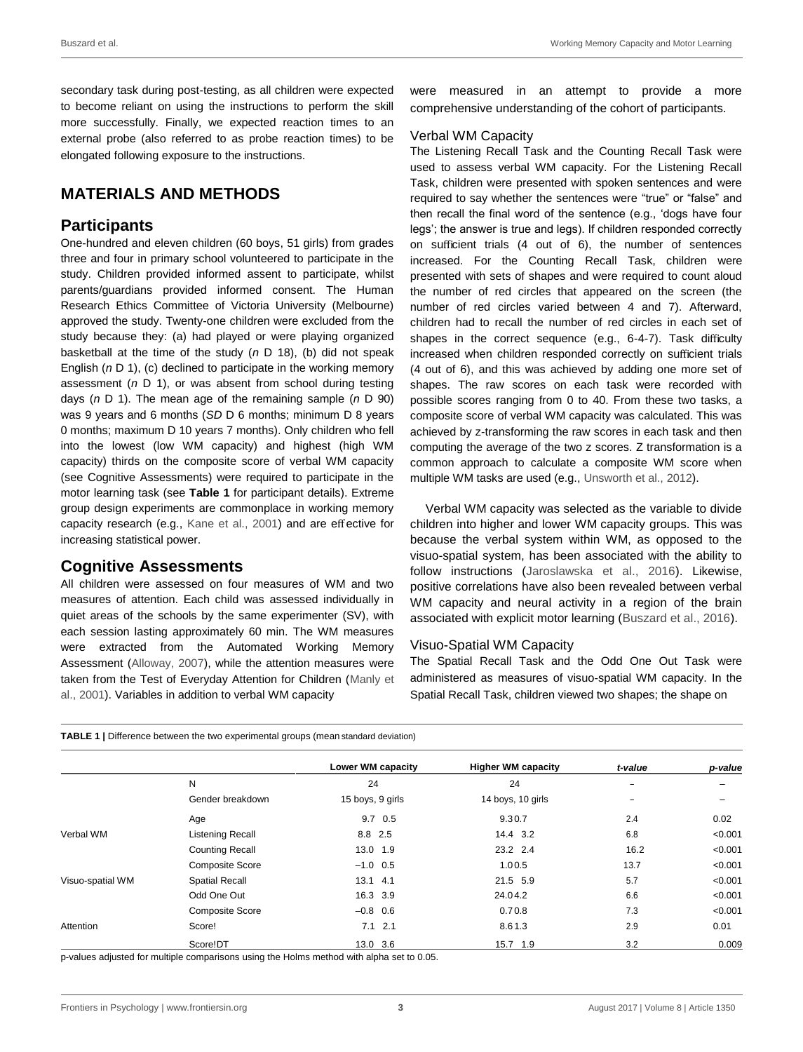secondary task during post-testing, as all children were expected to become reliant on using the instructions to perform the skill more successfully. Finally, we expected reaction times to an external probe (also referred to as probe reaction times) to be elongated following exposure to the instructions.

## MATERIALS AND METHODS

### Participants

One-hundred and eleven children (60 boys, 51 girls) from grades three and four in primary school volunteered to participate in the study. Children provided informed assent to participate, whilst parents/guardians provided informed consent. The Human Research Ethics Committee of Victoria University (Melbourne) approved the study. Twenty-one children were excluded from the study because they: (a) had played or were playing organized basketball at the time of the study (*n* D 18), (b) did not speak English (*n* D 1), (c) declined to participate in the working memory assessment (*n* D 1), or was absent from school during testing days (*n* D 1). The mean age of the remaining sample (*n* D 90) was 9 years and 6 months (*SD* D 6 months; minimum D 8 years 0 months; maximum D 10 years 7 months). Only children who fell into the lowest (low WM capacity) and highest (high WM capacity) thirds on the composite score of verbal WM capacity (see Cognitive Assessments) were required to participate in the motor learning task (see **Table 1** for participant details). Extreme group design experiments are commonplace in working memory capacity research (e.g., Kane et al., 2001) and are effective for increasing statistical power.

### Cognitive Assessments

All children were assessed on four measures of WM and two measures of attention. Each child was assessed individually in quiet areas of the schools by the same experimenter (SV), with each session lasting approximately 60 min. The WM measures were extracted from the Automated Working Memory Assessment (Alloway, 2007), while the attention measures were taken from the Test of Everyday Attention for Children (Manly et al., 2001). Variables in addition to verbal WM capacity were measured in an attempt to provide a more comprehensive understanding of the cohort of participants.

#### Verbal WM Capacity

The Listening Recall Task and the Counting Recall Task were used to assess verbal WM capacity. For the Listening Recall Task, children were presented with spoken sentences and were required to say whether the sentences were "true" or "false" and then recall the final word of the sentence (e.g., 'dogs have four legs'; the answer is true and legs). If children responded correctly on sufficient trials (4 out of 6), the number of sentences increased. For the Counting Recall Task, children were presented with sets of shapes and were required to count aloud the number of red circles that appeared on the screen (the number of red circles varied between 4 and 7). Afterward, children had to recall the number of red circles in each set of shapes in the correct sequence (e.g., 6-4-7). Task difficulty increased when children responded correctly on sufficient trials (4 out of 6), and this was achieved by adding one more set of shapes. The raw scores on each task were recorded with possible scores ranging from 0 to 40. From these two tasks, a composite score of verbal WM capacity was calculated. This was achieved by z-transforming the raw scores in each task and then computing the average of the two z scores. Z transformation is a common approach to calculate a composite WM score when multiple WM tasks are used (e.g., Unsworth et al., 2012).

Verbal WM capacity was selected as the variable to divide children into higher and lower WM capacity groups. This was because the verbal system within WM, as opposed to the visuo-spatial system, has been associated with the ability to follow instructions (Jaroslawska et al., 2016). Likewise, positive correlations have also been revealed between verbal WM capacity and neural activity in a region of the brain associated with explicit motor learning (Buszard et al., 2016).

#### Visuo-Spatial WM Capacity

The Spatial Recall Task and the Odd One Out Task were administered as measures of visuo-spatial WM capacity. In the Spatial Recall Task, children viewed two shapes; the shape on

**TABLE 1 |** Difference between the two experimental groups (mean standard deviation)

| | | Lower WM capacity | Higher WM capacity | *t-value* | *p-value* |
|---|---|---|---|---|---|
| | N | 24 | 24 | – | – |
| | Gender breakdown | 15 boys, 9 girls | 14 boys, 10 girls | – | – |
| | Age | 9.7 0.5 | 9.3 0.7 | 2.4 | 0.02 |
| Verbal WM | Listening Recall | 8.8 2.5 | 14.4 3.2 | 6.8 | <0.001 |
| | Counting Recall | 13.0 1.9 | 23.2 2.4 | 16.2 | <0.001 |
| | Composite Score | –1.0 0.5 | 1.0 0.5 | 13.7 | <0.001 |
| Visuo-spatial WM | Spatial Recall | 13.1 4.1 | 21.5 5.9 | 5.7 | <0.001 |
| | Odd One Out | 16.3 3.9 | 24.0 4.2 | 6.6 | <0.001 |
| | Composite Score | –0.8 0.6 | 0.7 0.8 | 7.3 | <0.001 |
| Attention | Score! | 7.1 2.1 | 8.6 1.3 | 2.9 | 0.01 |
| | Score!DT | 13.0 3.6 | 15.7 1.9 | 3.2 | 0.009 |

p-values adjusted for multiple comparisons using the Holms method with alpha set to 0.05.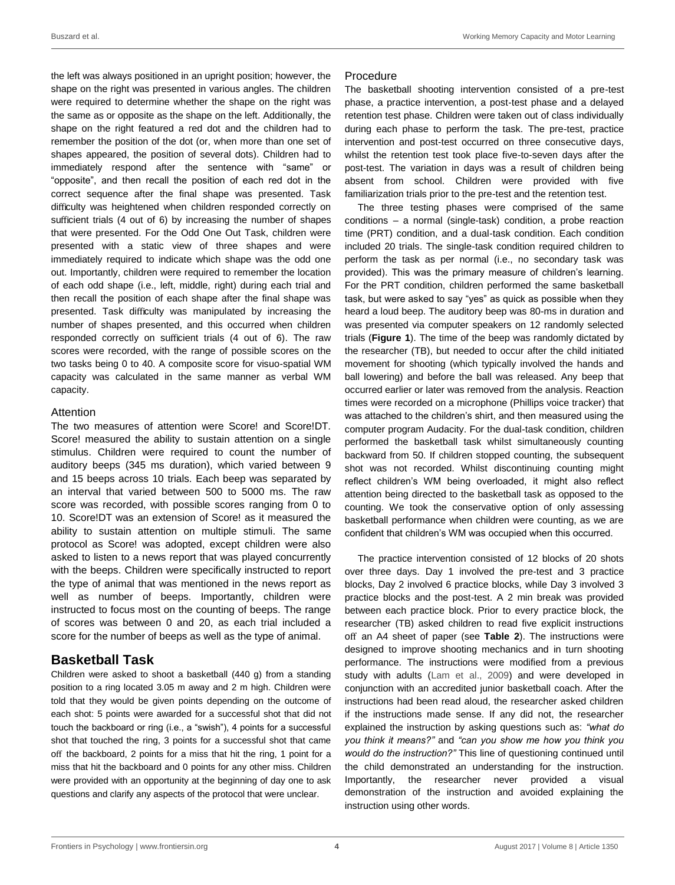the left was always positioned in an upright position; however, the shape on the right was presented in various angles. The children were required to determine whether the shape on the right was the same as or opposite as the shape on the left. Additionally, the shape on the right featured a red dot and the children had to remember the position of the dot (or, when more than one set of shapes appeared, the position of several dots). Children had to immediately respond after the sentence with "same" or "opposite", and then recall the position of each red dot in the correct sequence after the final shape was presented. Task difficulty was heightened when children responded correctly on sufficient trials (4 out of 6) by increasing the number of shapes that were presented. For the Odd One Out Task, children were presented with a static view of three shapes and were immediately required to indicate which shape was the odd one out. Importantly, children were required to remember the location of each odd shape (i.e., left, middle, right) during each trial and then recall the position of each shape after the final shape was presented. Task difficulty was manipulated by increasing the number of shapes presented, and this occurred when children responded correctly on sufficient trials (4 out of 6). The raw scores were recorded, with the range of possible scores on the two tasks being 0 to 40. A composite score for visuo-spatial WM capacity was calculated in the same manner as verbal WM capacity.

### Attention

The two measures of attention were Score! and Score!DT. Score! measured the ability to sustain attention on a single stimulus. Children were required to count the number of auditory beeps (345 ms duration), which varied between 9 and 15 beeps across 10 trials. Each beep was separated by an interval that varied between 500 to 5000 ms. The raw score was recorded, with possible scores ranging from 0 to 10. Score!DT was an extension of Score! as it measured the ability to sustain attention on multiple stimuli. The same protocol as Score! was adopted, except children were also asked to listen to a news report that was played concurrently with the beeps. Children were specifically instructed to report the type of animal that was mentioned in the news report as well as number of beeps. Importantly, children were instructed to focus most on the counting of beeps. The range of scores was between 0 and 20, as each trial included a score for the number of beeps as well as the type of animal.

## Basketball Task

Children were asked to shoot a basketball (440 g) from a standing position to a ring located 3.05 m away and 2 m high. Children were told that they would be given points depending on the outcome of each shot: 5 points were awarded for a successful shot that did not touch the backboard or ring (i.e., a "swish"), 4 points for a successful shot that touched the ring, 3 points for a successful shot that came off the backboard, 2 points for a miss that hit the ring, 1 point for a miss that hit the backboard and 0 points for any other miss. Children were provided with an opportunity at the beginning of day one to ask questions and clarify any aspects of the protocol that were unclear.

### Procedure

The basketball shooting intervention consisted of a pre-test phase, a practice intervention, a post-test phase and a delayed retention test phase. Children were taken out of class individually during each phase to perform the task. The pre-test, practice intervention and post-test occurred on three consecutive days, whilst the retention test took place five-to-seven days after the post-test. The variation in days was a result of children being absent from school. Children were provided with five familiarization trials prior to the pre-test and the retention test.

The three testing phases were comprised of the same conditions – a normal (single-task) condition, a probe reaction time (PRT) condition, and a dual-task condition. Each condition included 20 trials. The single-task condition required children to perform the task as per normal (i.e., no secondary task was provided). This was the primary measure of children's learning. For the PRT condition, children performed the same basketball task, but were asked to say "yes" as quick as possible when they heard a loud beep. The auditory beep was 80-ms in duration and was presented via computer speakers on 12 randomly selected trials (**Figure 1**). The time of the beep was randomly dictated by the researcher (TB), but needed to occur after the child initiated movement for shooting (which typically involved the hands and ball lowering) and before the ball was released. Any beep that occurred earlier or later was removed from the analysis. Reaction times were recorded on a microphone (Phillips voice tracker) that was attached to the children's shirt, and then measured using the computer program Audacity. For the dual-task condition, children performed the basketball task whilst simultaneously counting backward from 50. If children stopped counting, the subsequent shot was not recorded. Whilst discontinuing counting might reflect children's WM being overloaded, it might also reflect attention being directed to the basketball task as opposed to the counting. We took the conservative option of only assessing basketball performance when children were counting, as we are confident that children's WM was occupied when this occurred.

The practice intervention consisted of 12 blocks of 20 shots over three days. Day 1 involved the pre-test and 3 practice blocks, Day 2 involved 6 practice blocks, while Day 3 involved 3 practice blocks and the post-test. A 2 min break was provided between each practice block. Prior to every practice block, the researcher (TB) asked children to read five explicit instructions off an A4 sheet of paper (see **Table 2**). The instructions were designed to improve shooting mechanics and in turn shooting performance. The instructions were modified from a previous study with adults (Lam et al., 2009) and were developed in conjunction with an accredited junior basketball coach. After the instructions had been read aloud, the researcher asked children if the instructions made sense. If any did not, the researcher explained the instruction by asking questions such as: *"what do you think it means?"* and *"can you show me how you think you would do the instruction?"* This line of questioning continued until the child demonstrated an understanding for the instruction. Importantly, the researcher never provided a visual demonstration of the instruction and avoided explaining the instruction using other words.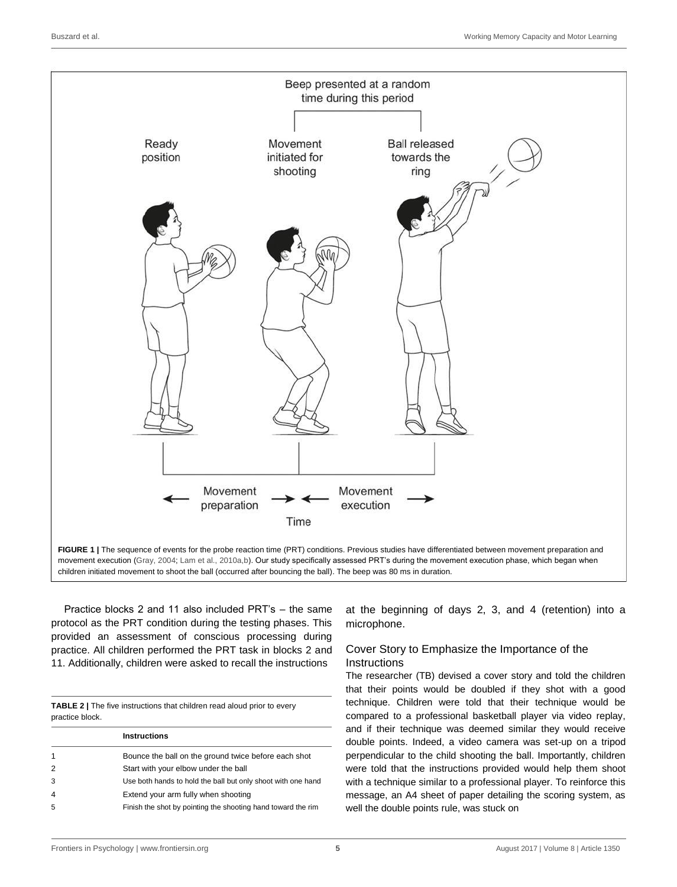Beep presented at a random time during this period

Ready position

Movement initiated for shooting

Ball released towards the ring

Movement preparation

Movement execution

Time

**FIGURE 1 |** The sequence of events for the probe reaction time (PRT) conditions. Previous studies have differentiated between movement preparation and movement execution (Gray, 2004; Lam et al., 2010a,b). Our study specifically assessed PRT's during the movement execution phase, which began when children initiated movement to shoot the ball (occurred after bouncing the ball). The beep was 80 ms in duration.

Practice blocks 2 and 11 also included PRT's – the same protocol as the PRT condition during the testing phases. This provided an assessment of conscious processing during practice. All children performed the PRT task in blocks 2 and 11. Additionally, children were asked to recall the instructions at the beginning of days 2, 3, and 4 (retention) into a microphone.

**TABLE 2 |** The five instructions that children read aloud prior to every practice block.

| | Instructions |
|---|---|
| 1 | Bounce the ball on the ground twice before each shot |
| 2 | Start with your elbow under the ball |
| 3 | Use both hands to hold the ball but only shoot with one hand |
| 4 | Extend your arm fully when shooting |
| 5 | Finish the shot by pointing the shooting hand toward the rim |

### Cover Story to Emphasize the Importance of the Instructions

The researcher (TB) devised a cover story and told the children that their points would be doubled if they shot with a good technique. Children were told that their technique would be compared to a professional basketball player via video replay, and if their technique was deemed similar they would receive double points. Indeed, a video camera was set-up on a tripod perpendicular to the child shooting the ball. Importantly, children were told that the instructions provided would help them shoot with a technique similar to a professional player. To reinforce this message, an A4 sheet of paper detailing the scoring system, as well the double points rule, was stuck on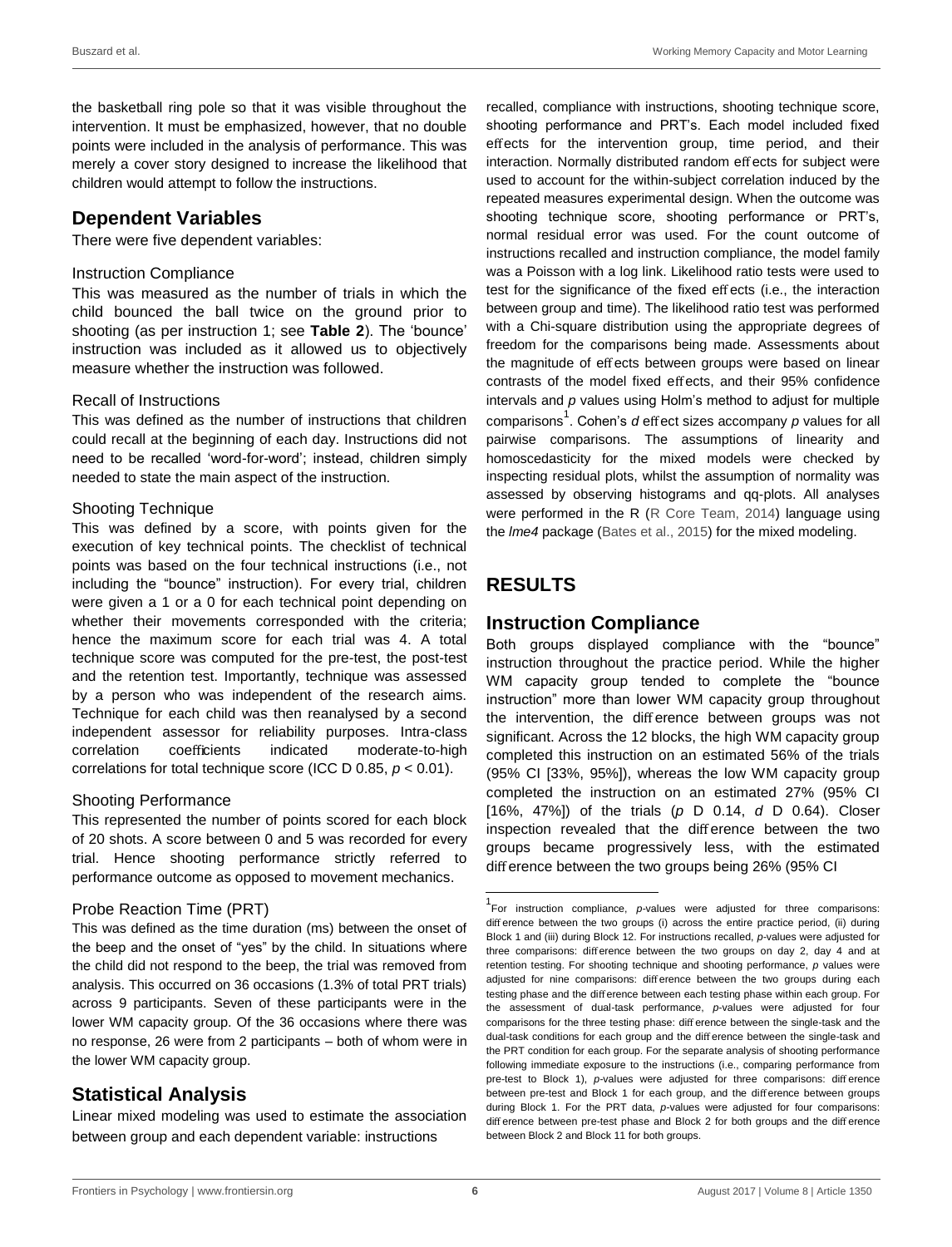the basketball ring pole so that it was visible throughout the intervention. It must be emphasized, however, that no double points were included in the analysis of performance. This was merely a cover story designed to increase the likelihood that children would attempt to follow the instructions.

## Dependent Variables

There were five dependent variables:

### Instruction Compliance

This was measured as the number of trials in which the child bounced the ball twice on the ground prior to shooting (as per instruction 1; see **Table 2**). The 'bounce' instruction was included as it allowed us to objectively measure whether the instruction was followed.

### Recall of Instructions

This was defined as the number of instructions that children could recall at the beginning of each day. Instructions did not need to be recalled 'word-for-word'; instead, children simply needed to state the main aspect of the instruction.

### Shooting Technique

This was defined by a score, with points given for the execution of key technical points. The checklist of technical points was based on the four technical instructions (i.e., not including the "bounce" instruction). For every trial, children were given a 1 or a 0 for each technical point depending on whether their movements corresponded with the criteria; hence the maximum score for each trial was 4. A total technique score was computed for the pre-test, the post-test and the retention test. Importantly, technique was assessed by a person who was independent of the research aims. Technique for each child was then reanalysed by a second independent assessor for reliability purposes. Intra-class correlation coefficients indicated moderate-to-high correlations for total technique score (ICC = 0.85, $p < 0.01$).

### Shooting Performance

This represented the number of points scored for each block of 20 shots. A score between 0 and 5 was recorded for every trial. Hence shooting performance strictly referred to performance outcome as opposed to movement mechanics.

### Probe Reaction Time (PRT)

This was defined as the time duration (ms) between the onset of the beep and the onset of "yes" by the child. In situations where the child did not respond to the beep, the trial was removed from analysis. This occurred on 36 occasions (1.3% of total PRT trials) across 9 participants. Seven of these participants were in the lower WM capacity group. Of the 36 occasions where there was no response, 26 were from 2 participants – both of whom were in the lower WM capacity group.

## Statistical Analysis

Linear mixed modeling was used to estimate the association between group and each dependent variable: instructions recalled, compliance with instructions, shooting technique score, shooting performance and PRT's. Each model included fixed effects for the intervention group, time period, and their interaction. Normally distributed random effects for subject were used to account for the within-subject correlation induced by the repeated measures experimental design. When the outcome was shooting technique score, shooting performance or PRT's, normal residual error was used. For the count outcome of instructions recalled and instruction compliance, the model family was a Poisson with a log link. Likelihood ratio tests were used to test for the significance of the fixed effects (i.e., the interaction between group and time). The likelihood ratio test was performed with a Chi-square distribution using the appropriate degrees of freedom for the comparisons being made. Assessments about the magnitude of effects between groups were based on linear contrasts of the model fixed effects, and their 95% confidence intervals and *p* values using Holm's method to adjust for multiple comparisons[1]. Cohen's *d* effect sizes accompany *p* values for all pairwise comparisons. The assumptions of linearity and homoscedasticity for the mixed models were checked by inspecting residual plots, whilst the assumption of normality was assessed by observing histograms and qq-plots. All analyses were performed in the R (R Core Team, 2014) language using the *lme4* package (Bates et al., 2015) for the mixed modeling.

# RESULTS

## Instruction Compliance

Both groups displayed compliance with the "bounce" instruction throughout the practice period. While the higher WM capacity group tended to complete the "bounce instruction" more than lower WM capacity group throughout the intervention, the difference between groups was not significant. Across the 12 blocks, the high WM capacity group completed this instruction on an estimated 56% of the trials (95% CI [33%, 95%]), whereas the low WM capacity group completed the instruction on an estimated 27% (95% CI [16%, 47%]) of the trials ($p = 0.14$, $d = 0.64$). Closer inspection revealed that the difference between the two groups became progressively less, with the estimated difference between the two groups being 26% (95% CI

[1]For instruction compliance, *p*-values were adjusted for three comparisons: difference between the two groups (i) across the entire practice period, (ii) during Block 1 and (iii) during Block 12. For instructions recalled, *p*-values were adjusted for three comparisons: difference between the two groups on day 2, day 4 and at retention testing. For shooting technique and shooting performance, *p* values were adjusted for nine comparisons: difference between the two groups during each testing phase and the difference between each testing phase within each group. For the assessment of dual-task performance, *p*-values were adjusted for four comparisons for the three testing phase: difference between the single-task and the dual-task conditions for each group and the difference between the single-task and the PRT condition for each group. For the separate analysis of shooting performance following immediate exposure to the instructions (i.e., comparing performance from pre-test to Block 1), *p*-values were adjusted for three comparisons: difference between pre-test and Block 1 for each group, and the difference between groups during Block 1. For the PRT data, *p*-values were adjusted for four comparisons: difference between pre-test phase and Block 2 for both groups and the difference between Block 2 and Block 11 for both groups.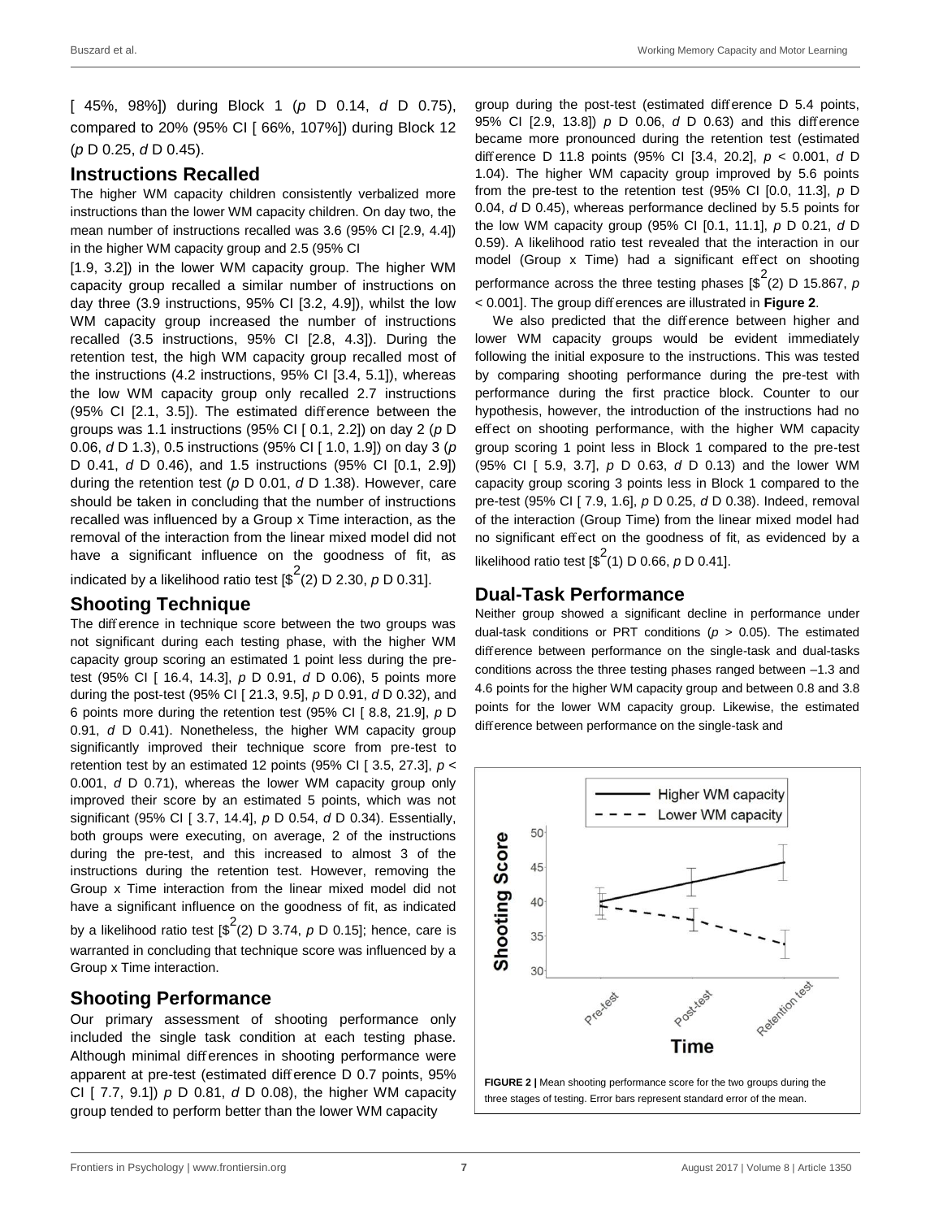[ 45%, 98%]) during Block 1 (*p* D 0.14, *d* D 0.75), compared to 20% (95% CI [ 66%, 107%]) during Block 12 (*p* D 0.25, *d* D 0.45).

## Instructions Recalled

The higher WM capacity children consistently verbalized more instructions than the lower WM capacity children. On day two, the mean number of instructions recalled was 3.6 (95% CI [2.9, 4.4]) in the higher WM capacity group and 2.5 (95% CI [1.9, 3.2]) in the lower WM capacity group. The higher WM capacity group recalled a similar number of instructions on day three (3.9 instructions, 95% CI [3.2, 4.9]), whilst the low WM capacity group increased the number of instructions recalled (3.5 instructions, 95% CI [2.8, 4.3]). During the retention test, the high WM capacity group recalled most of the instructions (4.2 instructions, 95% CI [3.4, 5.1]), whereas the low WM capacity group only recalled 2.7 instructions (95% CI [2.1, 3.5]). The estimated difference between the groups was 1.1 instructions (95% CI [ 0.1, 2.2]) on day 2 (*p* D 0.06, *d* D 1.3), 0.5 instructions (95% CI [ 1.0, 1.9]) on day 3 (*p* D 0.41, *d* D 0.46), and 1.5 instructions (95% CI [0.1, 2.9]) during the retention test (*p* D 0.01, *d* D 1.38). However, care should be taken in concluding that the number of instructions recalled was influenced by a Group x Time interaction, as the removal of the interaction from the linear mixed model did not have a significant influence on the goodness of fit, as indicated by a likelihood ratio test [$\$^{2}$(2) D 2.30, *p* D 0.31].

## Shooting Technique

The difference in technique score between the two groups was not significant during each testing phase, with the higher WM capacity group scoring an estimated 1 point less during the pre-test (95% CI [ 16.4, 14.3], *p* D 0.91, *d* D 0.06), 5 points more during the post-test (95% CI [ 21.3, 9.5], *p* D 0.91, *d* D 0.32), and 6 points more during the retention test (95% CI [ 8.8, 21.9], *p* D 0.91, *d* D 0.41). Nonetheless, the higher WM capacity group significantly improved their technique score from pre-test to retention test by an estimated 12 points (95% CI [ 3.5, 27.3], *p* < 0.001, *d* D 0.71), whereas the lower WM capacity group only improved their score by an estimated 5 points, which was not significant (95% CI [ 3.7, 14.4], *p* D 0.54, *d* D 0.34). Essentially, both groups were executing, on average, 2 of the instructions during the pre-test, and this increased to almost 3 of the instructions during the retention test. However, removing the Group x Time interaction from the linear mixed model did not have a significant influence on the goodness of fit, as indicated by a likelihood ratio test [$\$^{2}$(2) D 3.74, *p* D 0.15]; hence, care is warranted in concluding that technique score was influenced by a Group x Time interaction.

## Shooting Performance

Our primary assessment of shooting performance only included the single task condition at each testing phase. Although minimal differences in shooting performance were apparent at pre-test (estimated difference D 0.7 points, 95% CI [ 7.7, 9.1]) *p* D 0.81, *d* D 0.08), the higher WM capacity group tended to perform better than the lower WM capacity group during the post-test (estimated difference D 5.4 points, 95% CI [2.9, 13.8]) *p* D 0.06, *d* D 0.63) and this difference became more pronounced during the retention test (estimated difference D 11.8 points (95% CI [3.4, 20.2], *p* < 0.001, *d* D 1.04). The higher WM capacity group improved by 5.6 points from the pre-test to the retention test (95% CI [0.0, 11.3], *p* D 0.04, *d* D 0.45), whereas performance declined by 5.5 points for the low WM capacity group (95% CI [0.1, 11.1], *p* D 0.21, *d* D 0.59). A likelihood ratio test revealed that the interaction in our model (Group x Time) had a significant effect on shooting performance across the three testing phases [$\$^{2}$(2) D 15.867, *p* < 0.001]. The group differences are illustrated in **Figure 2**.

We also predicted that the difference between higher and lower WM capacity groups would be evident immediately following the initial exposure to the instructions. This was tested by comparing shooting performance during the pre-test with performance during the first practice block. Counter to our hypothesis, however, the introduction of the instructions had no effect on shooting performance, with the higher WM capacity group scoring 1 point less in Block 1 compared to the pre-test (95% CI [ 5.9, 3.7], *p* D 0.63, *d* D 0.13) and the lower WM capacity group scoring 3 points less in Block 1 compared to the pre-test (95% CI [ 7.9, 1.6], *p* D 0.25, *d* D 0.38). Indeed, removal of the interaction (Group Time) from the linear mixed model had no significant effect on the goodness of fit, as evidenced by a likelihood ratio test [$\$^{2}$(1) D 0.66, *p* D 0.41].

## Dual-Task Performance

Neither group showed a significant decline in performance under dual-task conditions or PRT conditions (*p* > 0.05). The estimated difference between performance on the single-task and dual-tasks conditions across the three testing phases ranged between –1.3 and 4.6 points for the higher WM capacity group and between 0.8 and 3.8 points for the lower WM capacity group. Likewise, the estimated difference between performance on the single-task and

**FIGURE 2 |** Mean shooting performance score for the two groups during the three stages of testing. Error bars represent standard error of the mean.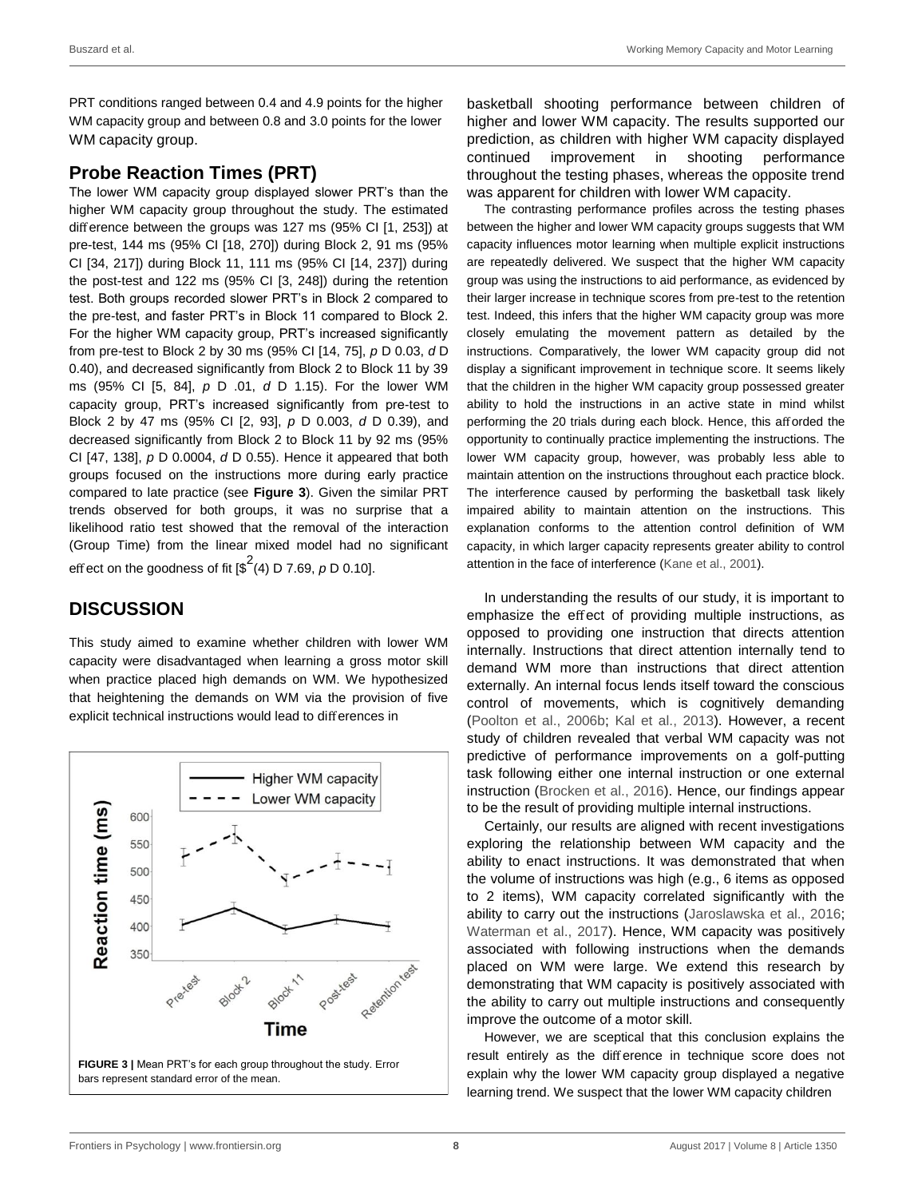PRT conditions ranged between 0.4 and 4.9 points for the higher WM capacity group and between 0.8 and 3.0 points for the lower WM capacity group.

## Probe Reaction Times (PRT)

The lower WM capacity group displayed slower PRT's than the higher WM capacity group throughout the study. The estimated difference between the groups was 127 ms (95% CI [1, 253]) at pre-test, 144 ms (95% CI [18, 270]) during Block 2, 91 ms (95% CI [34, 217]) during Block 11, 111 ms (95% CI [14, 237]) during the post-test and 122 ms (95% CI [3, 248]) during the retention test. Both groups recorded slower PRT's in Block 2 compared to the pre-test, and faster PRT's in Block 11 compared to Block 2. For the higher WM capacity group, PRT's increased significantly from pre-test to Block 2 by 30 ms (95% CI [14, 75], $p$ D 0.03, $d$ D 0.40), and decreased significantly from Block 2 to Block 11 by 39 ms (95% CI [5, 84], $p$ D .01, $d$ D 1.15). For the lower WM capacity group, PRT's increased significantly from pre-test to Block 2 by 47 ms (95% CI [2, 93], $p$ D 0.003, $d$ D 0.39), and decreased significantly from Block 2 to Block 11 by 92 ms (95% CI [47, 138], $p$ D 0.0004, $d$ D 0.55). Hence it appeared that both groups focused on the instructions more during early practice compared to late practice (see **Figure 3**). Given the similar PRT trends observed for both groups, it was no surprise that a likelihood ratio test showed that the removal of the interaction (Group Time) from the linear mixed model had no significant effect on the goodness of fit [$^2$(4) D 7.69, $p$ D 0.10].

## DISCUSSION

This study aimed to examine whether children with lower WM capacity were disadvantaged when learning a gross motor skill when practice placed high demands on WM. We hypothesized that heightening the demands on WM via the provision of five explicit technical instructions would lead to differences in basketball shooting performance between children of higher and lower WM capacity. The results supported our prediction, as children with higher WM capacity displayed continued improvement in shooting performance throughout the testing phases, whereas the opposite trend was apparent for children with lower WM capacity.

**FIGURE 3 |** Mean PRT's for each group throughout the study. Error bars represent standard error of the mean.

The contrasting performance profiles across the testing phases between the higher and lower WM capacity groups suggests that WM capacity influences motor learning when multiple explicit instructions are repeatedly delivered. We suspect that the higher WM capacity group was using the instructions to aid performance, as evidenced by their larger increase in technique scores from pre-test to the retention test. Indeed, this infers that the higher WM capacity group was more closely emulating the movement pattern as detailed by the instructions. Comparatively, the lower WM capacity group did not display a significant improvement in technique score. It seems likely that the children in the higher WM capacity group possessed greater ability to hold the instructions in an active state in mind whilst performing the 20 trials during each block. Hence, this afforded the opportunity to continually practice implementing the instructions. The lower WM capacity group, however, was probably less able to maintain attention on the instructions throughout each practice block. The interference caused by performing the basketball task likely impaired ability to maintain attention on the instructions. This explanation conforms to the attention control definition of WM capacity, in which larger capacity represents greater ability to control attention in the face of interference (Kane et al., 2001).

In understanding the results of our study, it is important to emphasize the effect of providing multiple instructions, as opposed to providing one instruction that directs attention internally. Instructions that direct attention internally tend to demand WM more than instructions that direct attention externally. An internal focus lends itself toward the conscious control of movements, which is cognitively demanding (Poolton et al., 2006b; Kal et al., 2013). However, a recent study of children revealed that verbal WM capacity was not predictive of performance improvements on a golf-putting task following either one internal instruction or one external instruction (Brocken et al., 2016). Hence, our findings appear to be the result of providing multiple internal instructions.

Certainly, our results are aligned with recent investigations exploring the relationship between WM capacity and the ability to enact instructions. It was demonstrated that when the volume of instructions was high (e.g., 6 items as opposed to 2 items), WM capacity correlated significantly with the ability to carry out the instructions (Jaroslawska et al., 2016; Waterman et al., 2017). Hence, WM capacity was positively associated with following instructions when the demands placed on WM were large. We extend this research by demonstrating that WM capacity is positively associated with the ability to carry out multiple instructions and consequently improve the outcome of a motor skill.

However, we are sceptical that this conclusion explains the result entirely as the difference in technique score does not explain why the lower WM capacity group displayed a negative learning trend. We suspect that the lower WM capacity children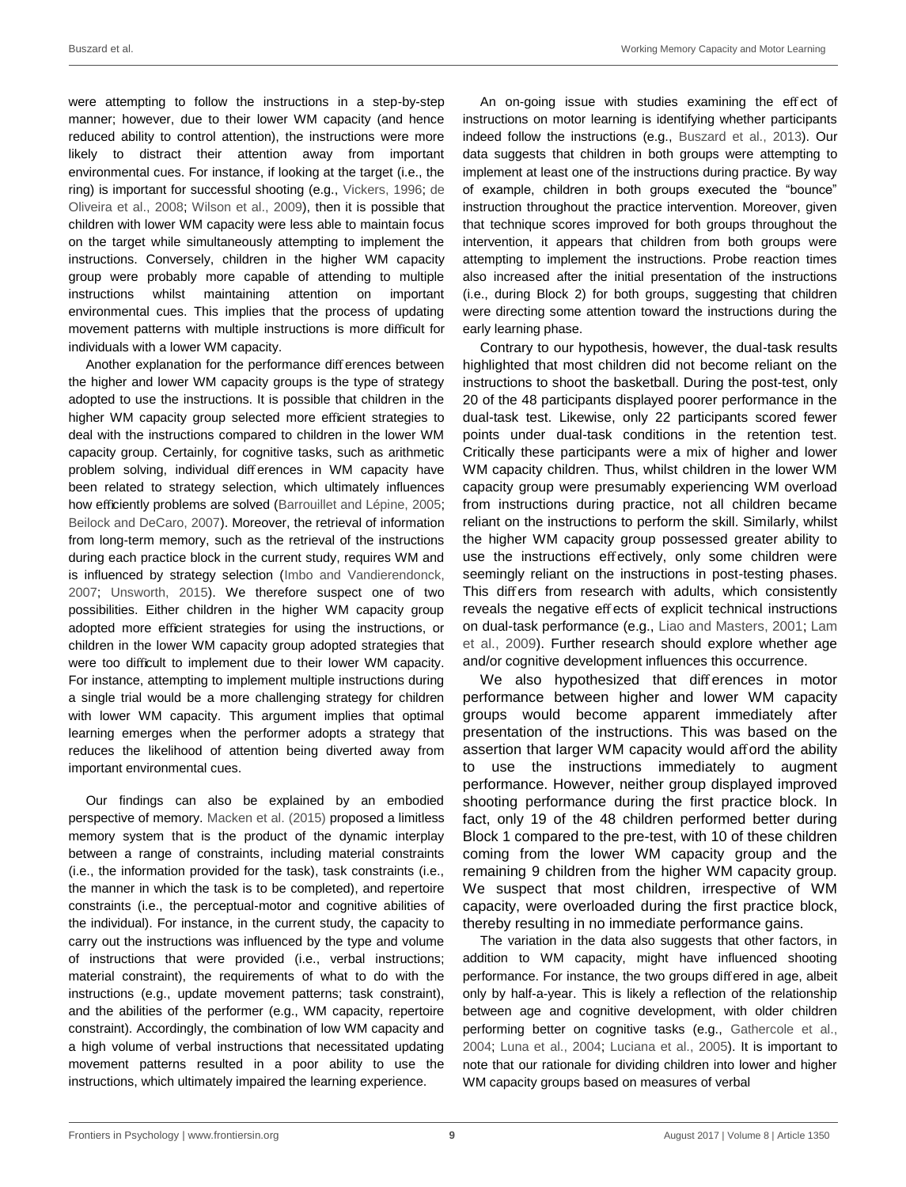were attempting to follow the instructions in a step-by-step manner; however, due to their lower WM capacity (and hence reduced ability to control attention), the instructions were more likely to distract their attention away from important environmental cues. For instance, if looking at the target (i.e., the ring) is important for successful shooting (e.g., Vickers, 1996; de Oliveira et al., 2008; Wilson et al., 2009), then it is possible that children with lower WM capacity were less able to maintain focus on the target while simultaneously attempting to implement the instructions. Conversely, children in the higher WM capacity group were probably more capable of attending to multiple instructions whilst maintaining attention on important environmental cues. This implies that the process of updating movement patterns with multiple instructions is more difficult for individuals with a lower WM capacity.

Another explanation for the performance differences between the higher and lower WM capacity groups is the type of strategy adopted to use the instructions. It is possible that children in the higher WM capacity group selected more efficient strategies to deal with the instructions compared to children in the lower WM capacity group. Certainly, for cognitive tasks, such as arithmetic problem solving, individual differences in WM capacity have been related to strategy selection, which ultimately influences how efficiently problems are solved (Barrouillet and Lépine, 2005; Beilock and DeCaro, 2007). Moreover, the retrieval of information from long-term memory, such as the retrieval of the instructions during each practice block in the current study, requires WM and is influenced by strategy selection (Imbo and Vandierendonck, 2007; Unsworth, 2015). We therefore suspect one of two possibilities. Either children in the higher WM capacity group adopted more efficient strategies for using the instructions, or children in the lower WM capacity group adopted strategies that were too difficult to implement due to their lower WM capacity. For instance, attempting to implement multiple instructions during a single trial would be a more challenging strategy for children with lower WM capacity. This argument implies that optimal learning emerges when the performer adopts a strategy that reduces the likelihood of attention being diverted away from important environmental cues.

Our findings can also be explained by an embodied perspective of memory. Macken et al. (2015) proposed a limitless memory system that is the product of the dynamic interplay between a range of constraints, including material constraints (i.e., the information provided for the task), task constraints (i.e., the manner in which the task is to be completed), and repertoire constraints (i.e., the perceptual-motor and cognitive abilities of the individual). For instance, in the current study, the capacity to carry out the instructions was influenced by the type and volume of instructions that were provided (i.e., verbal instructions; material constraint), the requirements of what to do with the instructions (e.g., update movement patterns; task constraint), and the abilities of the performer (e.g., WM capacity, repertoire constraint). Accordingly, the combination of low WM capacity and a high volume of verbal instructions that necessitated updating movement patterns resulted in a poor ability to use the instructions, which ultimately impaired the learning experience.

An on-going issue with studies examining the effect of instructions on motor learning is identifying whether participants indeed follow the instructions (e.g., Buszard et al., 2013). Our data suggests that children in both groups were attempting to implement at least one of the instructions during practice. By way of example, children in both groups executed the "bounce" instruction throughout the practice intervention. Moreover, given that technique scores improved for both groups throughout the intervention, it appears that children from both groups were attempting to implement the instructions. Probe reaction times also increased after the initial presentation of the instructions (i.e., during Block 2) for both groups, suggesting that children were directing some attention toward the instructions during the early learning phase.

Contrary to our hypothesis, however, the dual-task results highlighted that most children did not become reliant on the instructions to shoot the basketball. During the post-test, only 20 of the 48 participants displayed poorer performance in the dual-task test. Likewise, only 22 participants scored fewer points under dual-task conditions in the retention test. Critically these participants were a mix of higher and lower WM capacity children. Thus, whilst children in the lower WM capacity group were presumably experiencing WM overload from instructions during practice, not all children became reliant on the instructions to perform the skill. Similarly, whilst the higher WM capacity group possessed greater ability to use the instructions effectively, only some children were seemingly reliant on the instructions in post-testing phases. This differs from research with adults, which consistently reveals the negative effects of explicit technical instructions on dual-task performance (e.g., Liao and Masters, 2001; Lam et al., 2009). Further research should explore whether age and/or cognitive development influences this occurrence.

We also hypothesized that differences in motor performance between higher and lower WM capacity groups would become apparent immediately after presentation of the instructions. This was based on the assertion that larger WM capacity would afford the ability to use the instructions immediately to augment performance. However, neither group displayed improved shooting performance during the first practice block. In fact, only 19 of the 48 children performed better during Block 1 compared to the pre-test, with 10 of these children coming from the lower WM capacity group and the remaining 9 children from the higher WM capacity group. We suspect that most children, irrespective of WM capacity, were overloaded during the first practice block, thereby resulting in no immediate performance gains.

The variation in the data also suggests that other factors, in addition to WM capacity, might have influenced shooting performance. For instance, the two groups differed in age, albeit only by half-a-year. This is likely a reflection of the relationship between age and cognitive development, with older children performing better on cognitive tasks (e.g., Gathercole et al., 2004; Luna et al., 2004; Luciana et al., 2005). It is important to note that our rationale for dividing children into lower and higher WM capacity groups based on measures of verbal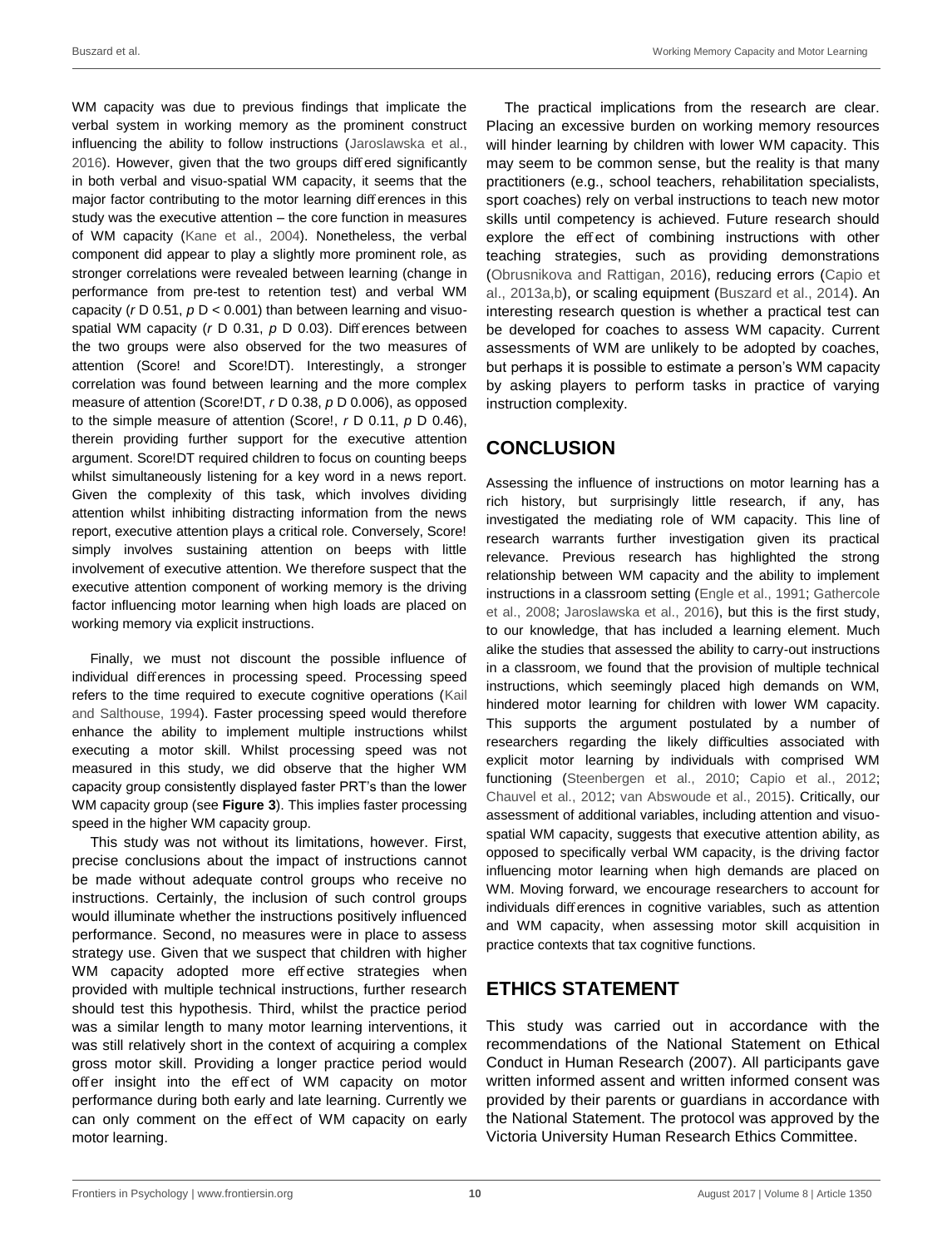WM capacity was due to previous findings that implicate the verbal system in working memory as the prominent construct influencing the ability to follow instructions (Jaroslawska et al., 2016). However, given that the two groups differed significantly in both verbal and visuo-spatial WM capacity, it seems that the major factor contributing to the motor learning differences in this study was the executive attention – the core function in measures of WM capacity (Kane et al., 2004). Nonetheless, the verbal component did appear to play a slightly more prominent role, as stronger correlations were revealed between learning (change in performance from pre-test to retention test) and verbal WM capacity ($r = 0.51$, $p < 0.001$) than between learning and visuo-spatial WM capacity ($r = 0.31$, $p = 0.03$). Differences between the two groups were also observed for the two measures of attention (Score! and Score!DT). Interestingly, a stronger correlation was found between learning and the more complex measure of attention (Score!DT, $r = 0.38$, $p = 0.006$), as opposed to the simple measure of attention (Score!, $r = 0.11$, $p = 0.46$), therein providing further support for the executive attention argument. Score!DT required children to focus on counting beeps whilst simultaneously listening for a key word in a news report. Given the complexity of this task, which involves dividing attention whilst inhibiting distracting information from the news report, executive attention plays a critical role. Conversely, Score! simply involves sustaining attention on beeps with little involvement of executive attention. We therefore suspect that the executive attention component of working memory is the driving factor influencing motor learning when high loads are placed on working memory via explicit instructions.

Finally, we must not discount the possible influence of individual differences in processing speed. Processing speed refers to the time required to execute cognitive operations (Kail and Salthouse, 1994). Faster processing speed would therefore enhance the ability to implement multiple instructions whilst executing a motor skill. Whilst processing speed was not measured in this study, we did observe that the higher WM capacity group consistently displayed faster PRT's than the lower WM capacity group (see **Figure 3**). This implies faster processing speed in the higher WM capacity group.

This study was not without its limitations, however. First, precise conclusions about the impact of instructions cannot be made without adequate control groups who receive no instructions. Certainly, the inclusion of such control groups would illuminate whether the instructions positively influenced performance. Second, no measures were in place to assess strategy use. Given that we suspect that children with higher WM capacity adopted more effective strategies when provided with multiple technical instructions, further research should test this hypothesis. Third, whilst the practice period was a similar length to many motor learning interventions, it was still relatively short in the context of acquiring a complex gross motor skill. Providing a longer practice period would offer insight into the effect of WM capacity on motor performance during both early and late learning. Currently we can only comment on the effect of WM capacity on early motor learning.

The practical implications from the research are clear. Placing an excessive burden on working memory resources will hinder learning by children with lower WM capacity. This may seem to be common sense, but the reality is that many practitioners (e.g., school teachers, rehabilitation specialists, sport coaches) rely on verbal instructions to teach new motor skills until competency is achieved. Future research should explore the effect of combining instructions with other teaching strategies, such as providing demonstrations (Obrusnikova and Rattigan, 2016), reducing errors (Capio et al., 2013a,b), or scaling equipment (Buszard et al., 2014). An interesting research question is whether a practical test can be developed for coaches to assess WM capacity. Current assessments of WM are unlikely to be adopted by coaches, but perhaps it is possible to estimate a person's WM capacity by asking players to perform tasks in practice of varying instruction complexity.

## CONCLUSION

Assessing the influence of instructions on motor learning has a rich history, but surprisingly little research, if any, has investigated the mediating role of WM capacity. This line of research warrants further investigation given its practical relevance. Previous research has highlighted the strong relationship between WM capacity and the ability to implement instructions in a classroom setting (Engle et al., 1991; Gathercole et al., 2008; Jaroslawska et al., 2016), but this is the first study, to our knowledge, that has included a learning element. Much alike the studies that assessed the ability to carry-out instructions in a classroom, we found that the provision of multiple technical instructions, which seemingly placed high demands on WM, hindered motor learning for children with lower WM capacity. This supports the argument postulated by a number of researchers regarding the likely difficulties associated with explicit motor learning by individuals with comprised WM functioning (Steenbergen et al., 2010; Capio et al., 2012; Chauvel et al., 2012; van Abswoude et al., 2015). Critically, our assessment of additional variables, including attention and visuo-spatial WM capacity, suggests that executive attention ability, as opposed to specifically verbal WM capacity, is the driving factor influencing motor learning when high demands are placed on WM. Moving forward, we encourage researchers to account for individuals differences in cognitive variables, such as attention and WM capacity, when assessing motor skill acquisition in practice contexts that tax cognitive functions.

## ETHICS STATEMENT

This study was carried out in accordance with the recommendations of the National Statement on Ethical Conduct in Human Research (2007). All participants gave written informed assent and written informed consent was provided by their parents or guardians in accordance with the National Statement. The protocol was approved by the Victoria University Human Research Ethics Committee.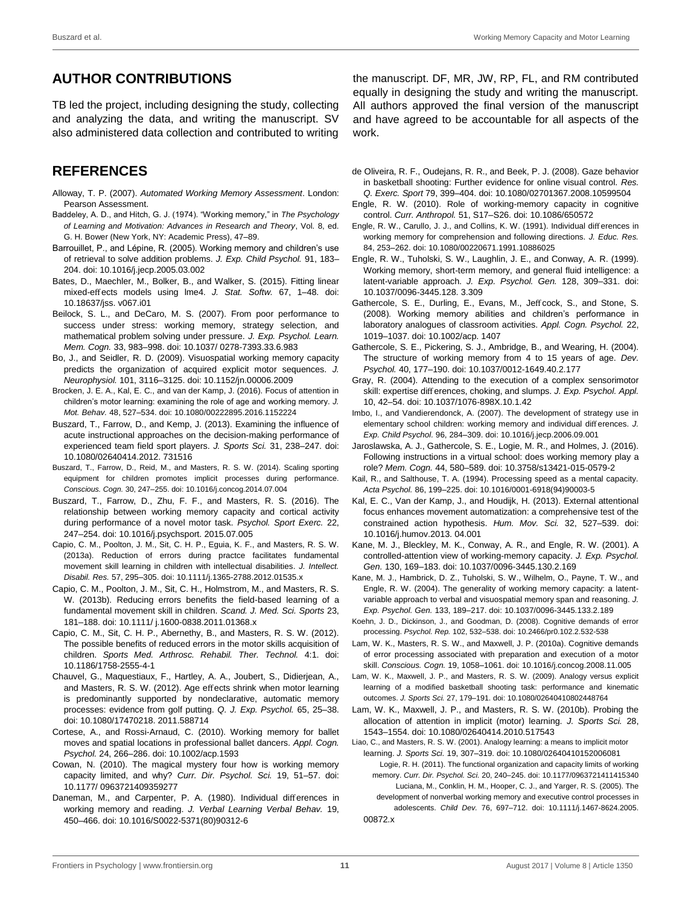## AUTHOR CONTRIBUTIONS

TB led the project, including designing the study, collecting and analyzing the data, and writing the manuscript. SV also administered data collection and contributed to writing the manuscript. DF, MR, JW, RP, FL, and RM contributed equally in designing the study and writing the manuscript. All authors approved the final version of the manuscript and have agreed to be accountable for all aspects of the work.

## REFERENCES

Alloway, T. P. (2007). *Automated Working Memory Assessment*. London: Pearson Assessment.

Baddeley, A. D., and Hitch, G. J. (1974). "Working memory," in *The Psychology of Learning and Motivation: Advances in Research and Theory*, Vol. 8, ed. G. H. Bower (New York, NY: Academic Press), 47–89.

Barrouillet, P., and Lépine, R. (2005). Working memory and children's use of retrieval to solve addition problems. *J. Exp. Child Psychol.* 91, 183–204. doi: 10.1016/j.jecp.2005.03.002

Bates, D., Maechler, M., Bolker, B., and Walker, S. (2015). Fitting linear mixed-effects models using lme4. *J. Stat. Softw.* 67, 1–48. doi: 10.18637/jss. v067.i01

Beilock, S. L., and DeCaro, M. S. (2007). From poor performance to success under stress: working memory, strategy selection, and mathematical problem solving under pressure. *J. Exp. Psychol. Learn. Mem. Cogn.* 33, 983–998. doi: 10.1037/ 0278-7393.33.6.983

Bo, J., and Seidler, R. D. (2009). Visuospatial working memory capacity predicts the organization of acquired explicit motor sequences. *J. Neurophysiol.* 101, 3116–3125. doi: 10.1152/jn.00006.2009

Brocken, J. E. A., Kal, E. C., and van der Kamp, J. (2016). Focus of attention in children's motor learning: examining the role of age and working memory. *J. Mot. Behav.* 48, 527–534. doi: 10.1080/00222895.2016.1152224

Buszard, T., Farrow, D., and Kemp, J. (2013). Examining the influence of acute instructional approaches on the decision-making performance of experienced team field sport players. *J. Sports Sci.* 31, 238–247. doi: 10.1080/02640414.2012. 731516

Buszard, T., Farrow, D., Reid, M., and Masters, R. S. W. (2014). Scaling sporting equipment for children promotes implicit processes during performance. *Conscious. Cogn.* 30, 247–255. doi: 10.1016/j.concog.2014.07.004

Buszard, T., Farrow, D., Zhu, F. F., and Masters, R. S. (2016). The relationship between working memory capacity and cortical activity during performance of a novel motor task. *Psychol. Sport Exerc.* 22, 247–254. doi: 10.1016/j.psychsport. 2015.07.005

Capio, C. M., Poolton, J. M., Sit, C. H. P., Eguia, K. F., and Masters, R. S. W. (2013a). Reduction of errors during practce facilitates fundamental movement skill learning in children with intellectual disabilities. *J. Intellect. Disabil. Res.* 57, 295–305. doi: 10.1111/j.1365-2788.2012.01535.x

Capio, C. M., Poolton, J. M., Sit, C. H., Holmstrom, M., and Masters, R. S. W. (2013b). Reducing errors benefits the field-based learning of a fundamental movement skill in children. *Scand. J. Med. Sci. Sports* 23, 181–188. doi: 10.1111/ j.1600-0838.2011.01368.x

Capio, C. M., Sit, C. H. P., Abernethy, B., and Masters, R. S. W. (2012). The possible benefits of reduced errors in the motor skills acquisition of children. *Sports Med. Arthrosc. Rehabil. Ther. Technol.* 4:1. doi: 10.1186/1758-2555-4-1

Chauvel, G., Maquestiaux, F., Hartley, A. A., Joubert, S., Didierjean, A., and Masters, R. S. W. (2012). Age effects shrink when motor learning is predominantly supported by nondeclarative, automatic memory processes: evidence from golf putting. *Q. J. Exp. Psychol.* 65, 25–38. doi: 10.1080/17470218. 2011.588714

Cortese, A., and Rossi-Arnaud, C. (2010). Working memory for ballet moves and spatial locations in professional ballet dancers. *Appl. Cogn. Psychol.* 24, 266–286. doi: 10.1002/acp.1593

Cowan, N. (2010). The magical mystery four how is working memory capacity limited, and why? *Curr. Dir. Psychol. Sci.* 19, 51–57. doi: 10.1177/ 0963721409359277

Daneman, M., and Carpenter, P. A. (1980). Individual differences in working memory and reading. *J. Verbal Learning Verbal Behav.* 19, 450–466. doi: 10.1016/S0022-5371(80)90312-6

de Oliveira, R. F., Oudejans, R. R., and Beek, P. J. (2008). Gaze behavior in basketball shooting: Further evidence for online visual control. *Res. Q. Exerc. Sport* 79, 399–404. doi: 10.1080/02701367.2008.10599504

Engle, R. W. (2010). Role of working-memory capacity in cognitive control. *Curr. Anthropol.* 51, S17–S26. doi: 10.1086/650572

Engle, R. W., Carullo, J. J., and Collins, K. W. (1991). Individual differences in working memory for comprehension and following directions. *J. Educ. Res.* 84, 253–262. doi: 10.1080/00220671.1991.10886025

Engle, R. W., Tuholski, S. W., Laughlin, J. E., and Conway, A. R. (1999). Working memory, short-term memory, and general fluid intelligence: a latent-variable approach. *J. Exp. Psychol. Gen.* 128, 309–331. doi: 10.1037/0096-3445.128. 3.309

Gathercole, S. E., Durling, E., Evans, M., Jeffcock, S., and Stone, S. (2008). Working memory abilities and children's performance in laboratory analogues of classroom activities. *Appl. Cogn. Psychol.* 22, 1019–1037. doi: 10.1002/acp. 1407

Gathercole, S. E., Pickering, S. J., Ambridge, B., and Wearing, H. (2004). The structure of working memory from 4 to 15 years of age. *Dev. Psychol.* 40, 177–190. doi: 10.1037/0012-1649.40.2.177

Gray, R. (2004). Attending to the execution of a complex sensorimotor skill: expertise differences, choking, and slumps. *J. Exp. Psychol. Appl.* 10, 42–54. doi: 10.1037/1076-898X.10.1.42

Imbo, I., and Vandierendonck, A. (2007). The development of strategy use in elementary school children: working memory and individual differences. *J. Exp. Child Psychol.* 96, 284–309. doi: 10.1016/j.jecp.2006.09.001

Jaroslawska, A. J., Gathercole, S. E., Logie, M. R., and Holmes, J. (2016). Following instructions in a virtual school: does working memory play a role? *Mem. Cogn.* 44, 580–589. doi: 10.3758/s13421-015-0579-2

Kail, R., and Salthouse, T. A. (1994). Processing speed as a mental capacity. *Acta Psychol.* 86, 199–225. doi: 10.1016/0001-6918(94)90003-5

Kal, E. C., Van der Kamp, J., and Houdijk, H. (2013). External attentional focus enhances movement automatization: a comprehensive test of the constrained action hypothesis. *Hum. Mov. Sci.* 32, 527–539. doi: 10.1016/j.humov.2013. 04.001

Kane, M. J., Bleckley, M. K., Conway, A. R., and Engle, R. W. (2001). A controlled-attention view of working-memory capacity. *J. Exp. Psychol. Gen.* 130, 169–183. doi: 10.1037/0096-3445.130.2.169

Kane, M. J., Hambrick, D. Z., Tuholski, S. W., Wilhelm, O., Payne, T. W., and Engle, R. W. (2004). The generality of working memory capacity: a latent-variable approach to verbal and visuospatial memory span and reasoning. *J. Exp. Psychol. Gen.* 133, 189–217. doi: 10.1037/0096-3445.133.2.189

Koehn, J. D., Dickinson, J., and Goodman, D. (2008). Cognitive demands of error processing. *Psychol. Rep.* 102, 532–538. doi: 10.2466/pr0.102.2.532-538

Lam, W. K., Masters, R. S. W., and Maxwell, J. P. (2010a). Cognitive demands of error processing associated with preparation and execution of a motor skill. *Conscious. Cogn.* 19, 1058–1061. doi: 10.1016/j.concog.2008.11.005

Lam, W. K., Maxwell, J. P., and Masters, R. S. W. (2009). Analogy versus explicit learning of a modified basketball shooting task: performance and kinematic outcomes. *J. Sports Sci.* 27, 179–191. doi: 10.1080/02640410802448764

Lam, W. K., Maxwell, J. P., and Masters, R. S. W. (2010b). Probing the allocation of attention in implicit (motor) learning. *J. Sports Sci.* 28, 1543–1554. doi: 10.1080/02640414.2010.517543

Liao, C., and Masters, R. S. W. (2001). Analogy learning: a means to implicit motor learning. *J. Sports Sci.* 19, 307–319. doi: 10.1080/02640410152006081

Logie, R. H. (2011). The functional organization and capacity limits of working memory. *Curr. Dir. Psychol. Sci.* 20, 240–245. doi: 10.1177/0963721411415340

Luciana, M., Conklin, H. M., Hooper, C. J., and Yarger, R. S. (2005). The development of nonverbal working memory and executive control processes in adolescents. *Child Dev.* 76, 697–712. doi: 10.1111/j.1467-8624.2005. 00872.x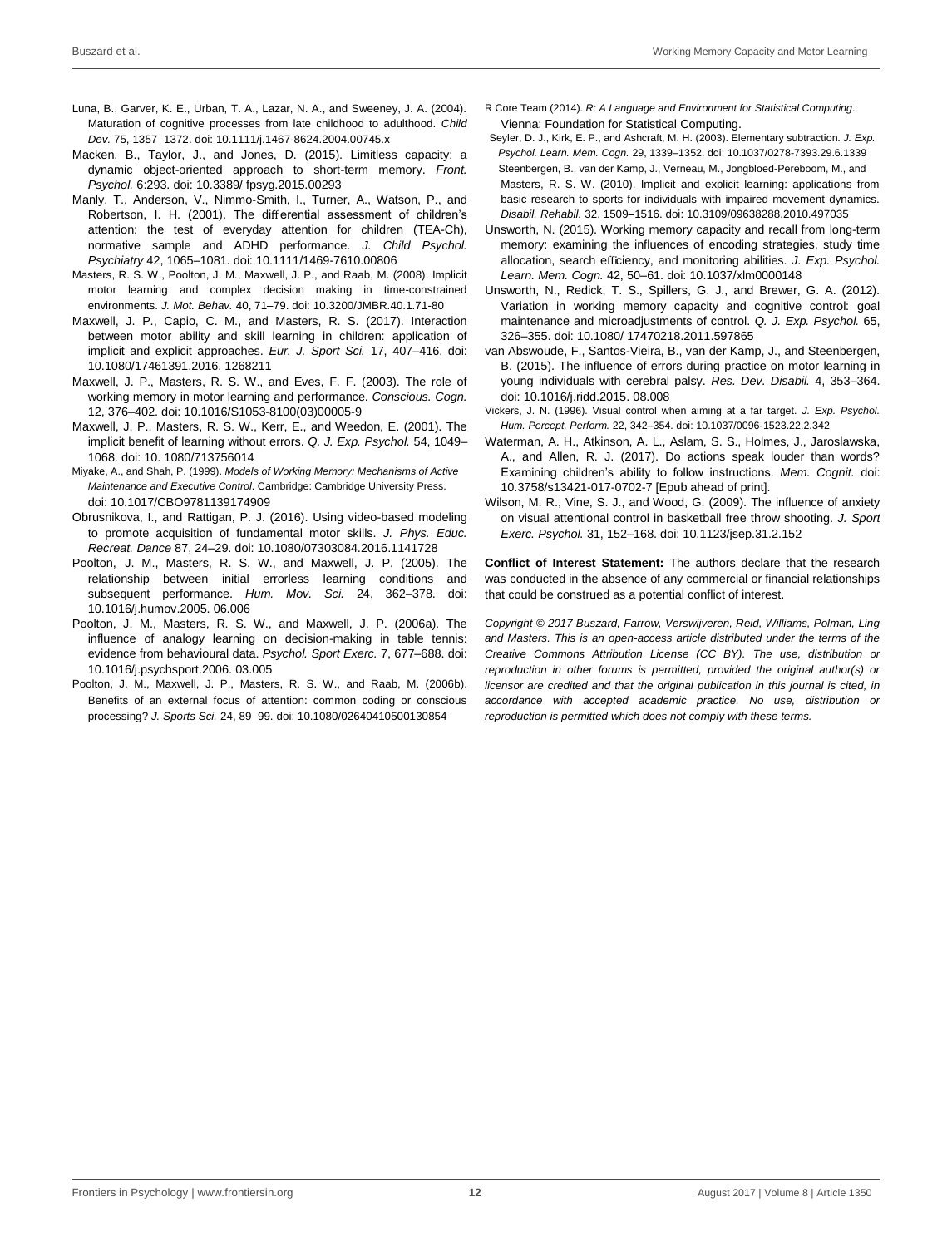Luna, B., Garver, K. E., Urban, T. A., Lazar, N. A., and Sweeney, J. A. (2004). Maturation of cognitive processes from late childhood to adulthood. *Child Dev.* 75, 1357–1372. doi: 10.1111/j.1467-8624.2004.00745.x

Macken, B., Taylor, J., and Jones, D. (2015). Limitless capacity: a dynamic object-oriented approach to short-term memory. *Front. Psychol.* 6:293. doi: 10.3389/ fpsyg.2015.00293

Manly, T., Anderson, V., Nimmo-Smith, I., Turner, A., Watson, P., and Robertson, I. H. (2001). The differential assessment of children's attention: the test of everyday attention for children (TEA-Ch), normative sample and ADHD performance. *J. Child Psychol. Psychiatry* 42, 1065–1081. doi: 10.1111/1469-7610.00806

Masters, R. S. W., Poolton, J. M., Maxwell, J. P., and Raab, M. (2008). Implicit motor learning and complex decision making in time-constrained environments. *J. Mot. Behav.* 40, 71–79. doi: 10.3200/JMBR.40.1.71-80

Maxwell, J. P., Capio, C. M., and Masters, R. S. (2017). Interaction between motor ability and skill learning in children: application of implicit and explicit approaches. *Eur. J. Sport Sci.* 17, 407–416. doi: 10.1080/17461391.2016. 1268211

Maxwell, J. P., Masters, R. S. W., and Eves, F. F. (2003). The role of working memory in motor learning and performance. *Conscious. Cogn.* 12, 376–402. doi: 10.1016/S1053-8100(03)00005-9

Maxwell, J. P., Masters, R. S. W., Kerr, E., and Weedon, E. (2001). The implicit benefit of learning without errors. *Q. J. Exp. Psychol.* 54, 1049–1068. doi: 10. 1080/713756014

Miyake, A., and Shah, P. (1999). *Models of Working Memory: Mechanisms of Active Maintenance and Executive Control*. Cambridge: Cambridge University Press. doi: 10.1017/CBO9781139174909

Obrusnikova, I., and Rattigan, P. J. (2016). Using video-based modeling to promote acquisition of fundamental motor skills. *J. Phys. Educ. Recreat. Dance* 87, 24–29. doi: 10.1080/07303084.2016.1141728

Poolton, J. M., Masters, R. S. W., and Maxwell, J. P. (2005). The relationship between initial errorless learning conditions and subsequent performance. *Hum. Mov. Sci.* 24, 362–378. doi: 10.1016/j.humov.2005. 06.006

Poolton, J. M., Masters, R. S. W., and Maxwell, J. P. (2006a). The influence of analogy learning on decision-making in table tennis: evidence from behavioural data. *Psychol. Sport Exerc.* 7, 677–688. doi: 10.1016/j.psychsport.2006. 03.005

Poolton, J. M., Maxwell, J. P., Masters, R. S. W., and Raab, M. (2006b). Benefits of an external focus of attention: common coding or conscious processing? *J. Sports Sci.* 24, 89–99. doi: 10.1080/02640410500130854

R Core Team (2014). *R: A Language and Environment for Statistical Computing*. Vienna: Foundation for Statistical Computing.

Seyler, D. J., Kirk, E. P., and Ashcraft, M. H. (2003). Elementary subtraction. *J. Exp. Psychol. Learn. Mem. Cogn.* 29, 1339–1352. doi: 10.1037/0278-7393.29.6.1339

Steenbergen, B., van der Kamp, J., Verneau, M., Jongbloed-Pereboom, M., and Masters, R. S. W. (2010). Implicit and explicit learning: applications from basic research to sports for individuals with impaired movement dynamics. *Disabil. Rehabil.* 32, 1509–1516. doi: 10.3109/09638288.2010.497035

Unsworth, N. (2015). Working memory capacity and recall from long-term memory: examining the influences of encoding strategies, study time allocation, search efficiency, and monitoring abilities. *J. Exp. Psychol. Learn. Mem. Cogn.* 42, 50–61. doi: 10.1037/xlm0000148

Unsworth, N., Redick, T. S., Spillers, G. J., and Brewer, G. A. (2012). Variation in working memory capacity and cognitive control: goal maintenance and microadjustments of control. *Q. J. Exp. Psychol.* 65, 326–355. doi: 10.1080/ 17470218.2011.597865

van Abswoude, F., Santos-Vieira, B., van der Kamp, J., and Steenbergen, B. (2015). The influence of errors during practice on motor learning in young individuals with cerebral palsy. *Res. Dev. Disabil.* 4, 353–364. doi: 10.1016/j.ridd.2015. 08.008

Vickers, J. N. (1996). Visual control when aiming at a far target. *J. Exp. Psychol. Hum. Percept. Perform.* 22, 342–354. doi: 10.1037/0096-1523.22.2.342

Waterman, A. H., Atkinson, A. L., Aslam, S. S., Holmes, J., Jaroslawska, A., and Allen, R. J. (2017). Do actions speak louder than words? Examining children's ability to follow instructions. *Mem. Cognit.* doi: 10.3758/s13421-017-0702-7 [Epub ahead of print].

Wilson, M. R., Vine, S. J., and Wood, G. (2009). The influence of anxiety on visual attentional control in basketball free throw shooting. *J. Sport Exerc. Psychol.* 31, 152–168. doi: 10.1123/jsep.31.2.152

**Conflict of Interest Statement:** The authors declare that the research was conducted in the absence of any commercial or financial relationships that could be construed as a potential conflict of interest.

*Copyright © 2017 Buszard, Farrow, Verswijveren, Reid, Williams, Polman, Ling and Masters. This is an open-access article distributed under the terms of the Creative Commons Attribution License (CC BY). The use, distribution or reproduction in other forums is permitted, provided the original author(s) or licensor are credited and that the original publication in this journal is cited, in accordance with accepted academic practice. No use, distribution or reproduction is permitted which does not comply with these terms.*